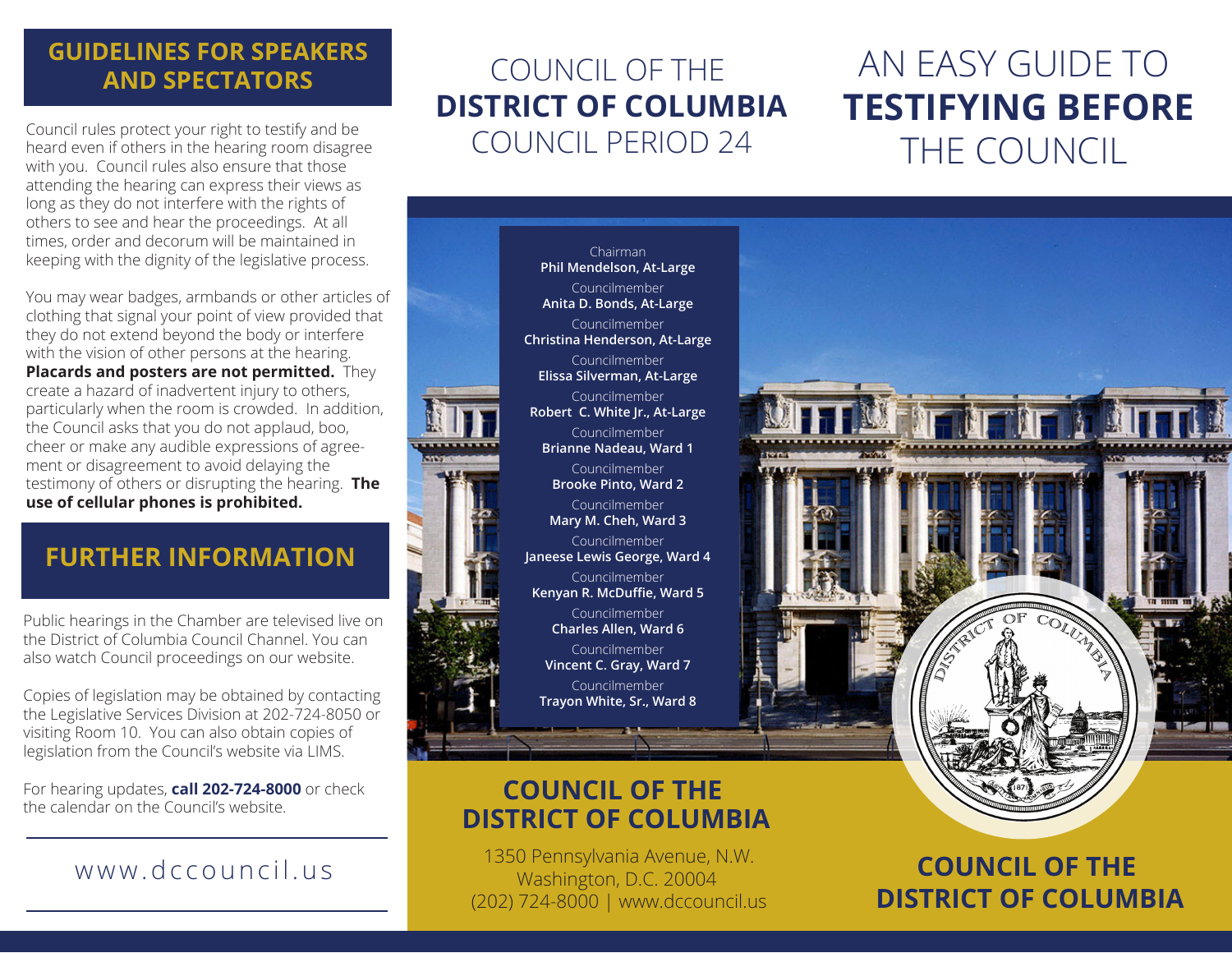## GUIDELINES FOR SPEAKERS AND SPECTATORS

Council rules protect your right to testify and be heard even if others in the hearing room disagree with you. Council rules also ensure that those attending the hearing can express their views as long as they do not interfere with the rights of others to see and hear the proceedings. At all times, order and decorum will be maintained in keeping with the dignity of the legislative process.

You may wear badges, armbands or other articles of clothing that signal your point of view provided that they do not extend beyond the body or interfere with the vision of other persons at the hearing. **Placards and posters are not permitted.** They create a hazard of inadvertent injury to others, particularly when the room is crowded. In addition, the Council asks that you do not applaud, boo, cheer or make any audible expressions of agreement or disagreement to avoid delaying the testimony of others or disrupting the hearing. **The use of cellular phones is prohibited.**

## FURTHER INFORMATION

Public hearings in the Chamber are televised live on the District of Columbia Council Channel. You can also watch Council proceedings on our website.

Copies of legislation may be obtained by contacting the Legislative Services Division at 202-724-8050 or visiting Room 10. You can also obtain copies of legislation from the Council's website via LIMS.

For hearing updates, **call 202-724-8000** or check the calendar on the Council's website.

www.dccouncil.us

COUNCIL OF THE **DISTRICT OF COLUMBIA** COUNCIL PERIOD 24

Chairman
**Phil Mendelson, At-Large**

Councilmember
**Anita D. Bonds, At-Large**

Councilmember
**Christina Henderson, At-Large**

Councilmember
**Elissa Silverman, At-Large**

Councilmember
**Robert C. White Jr., At-Large**

Councilmember
**Brianne Nadeau, Ward 1**

Councilmember
**Brooke Pinto, Ward 2**

Councilmember
**Mary M. Cheh, Ward 3**

Councilmember
**Janeese Lewis George, Ward 4**

Councilmember
**Kenyan R. McDuffie, Ward 5**

Councilmember
**Charles Allen, Ward 6**

Councilmember
**Vincent C. Gray, Ward 7**

Councilmember
**Trayon White, Sr., Ward 8**

## COUNCIL OF THE DISTRICT OF COLUMBIA

1350 Pennsylvania Avenue, N.W.
Washington, D.C. 20004
(202) 724-8000 | www.dccouncil.us

# AN EASY GUIDE TO **TESTIFYING BEFORE** THE COUNCIL

## COUNCIL OF THE DISTRICT OF COLUMBIA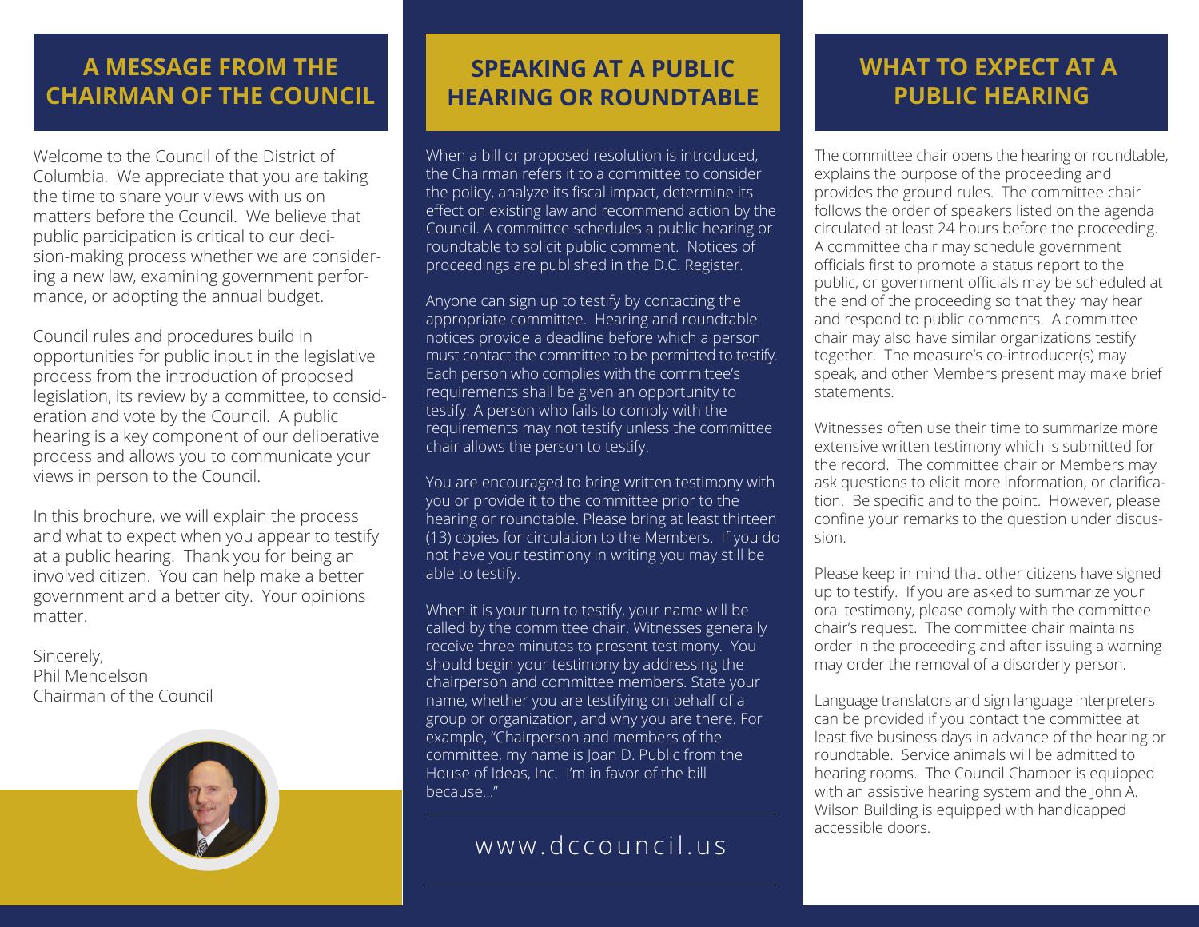## A MESSAGE FROM THE CHAIRMAN OF THE COUNCIL

Welcome to the Council of the District of Columbia. We appreciate that you are taking the time to share your views with us on matters before the Council. We believe that public participation is critical to our decision-making process whether we are considering a new law, examining government performance, or adopting the annual budget.

Council rules and procedures build in opportunities for public input in the legislative process from the introduction of proposed legislation, its review by a committee, to consideration and vote by the Council. A public hearing is a key component of our deliberative process and allows you to communicate your views in person to the Council.

In this brochure, we will explain the process and what to expect when you appear to testify at a public hearing. Thank you for being an involved citizen. You can help make a better government and a better city. Your opinions matter.

Sincerely,
Phil Mendelson
Chairman of the Council

## SPEAKING AT A PUBLIC HEARING OR ROUNDTABLE

When a bill or proposed resolution is introduced, the Chairman refers it to a committee to consider the policy, analyze its fiscal impact, determine its effect on existing law and recommend action by the Council. A committee schedules a public hearing or roundtable to solicit public comment. Notices of proceedings are published in the D.C. Register.

Anyone can sign up to testify by contacting the appropriate committee. Hearing and roundtable notices provide a deadline before which a person must contact the committee to be permitted to testify. Each person who complies with the committee's requirements shall be given an opportunity to testify. A person who fails to comply with the requirements may not testify unless the committee chair allows the person to testify.

You are encouraged to bring written testimony with you or provide it to the committee prior to the hearing or roundtable. Please bring at least thirteen (13) copies for circulation to the Members. If you do not have your testimony in writing you may still be able to testify.

When it is your turn to testify, your name will be called by the committee chair. Witnesses generally receive three minutes to present testimony. You should begin your testimony by addressing the chairperson and committee members. State your name, whether you are testifying on behalf of a group or organization, and why you are there. For example, "Chairperson and members of the committee, my name is Joan D. Public from the House of Ideas, Inc. I'm in favor of the bill because..."

www.dccouncil.us

## WHAT TO EXPECT AT A PUBLIC HEARING

The committee chair opens the hearing or roundtable, explains the purpose of the proceeding and provides the ground rules. The committee chair follows the order of speakers listed on the agenda circulated at least 24 hours before the proceeding. A committee chair may schedule government officials first to promote a status report to the public, or government officials may be scheduled at the end of the proceeding so that they may hear and respond to public comments. A committee chair may also have similar organizations testify together. The measure's co-introducer(s) may speak, and other Members present may make brief statements.

Witnesses often use their time to summarize more extensive written testimony which is submitted for the record. The committee chair or Members may ask questions to elicit more information, or clarification. Be specific and to the point. However, please confine your remarks to the question under discussion.

Please keep in mind that other citizens have signed up to testify. If you are asked to summarize your oral testimony, please comply with the committee chair's request. The committee chair maintains order in the proceeding and after issuing a warning may order the removal of a disorderly person.

Language translators and sign language interpreters can be provided if you contact the committee at least five business days in advance of the hearing or roundtable. Service animals will be admitted to hearing rooms. The Council Chamber is equipped with an assistive hearing system and the John A. Wilson Building is equipped with handicapped accessible doors.